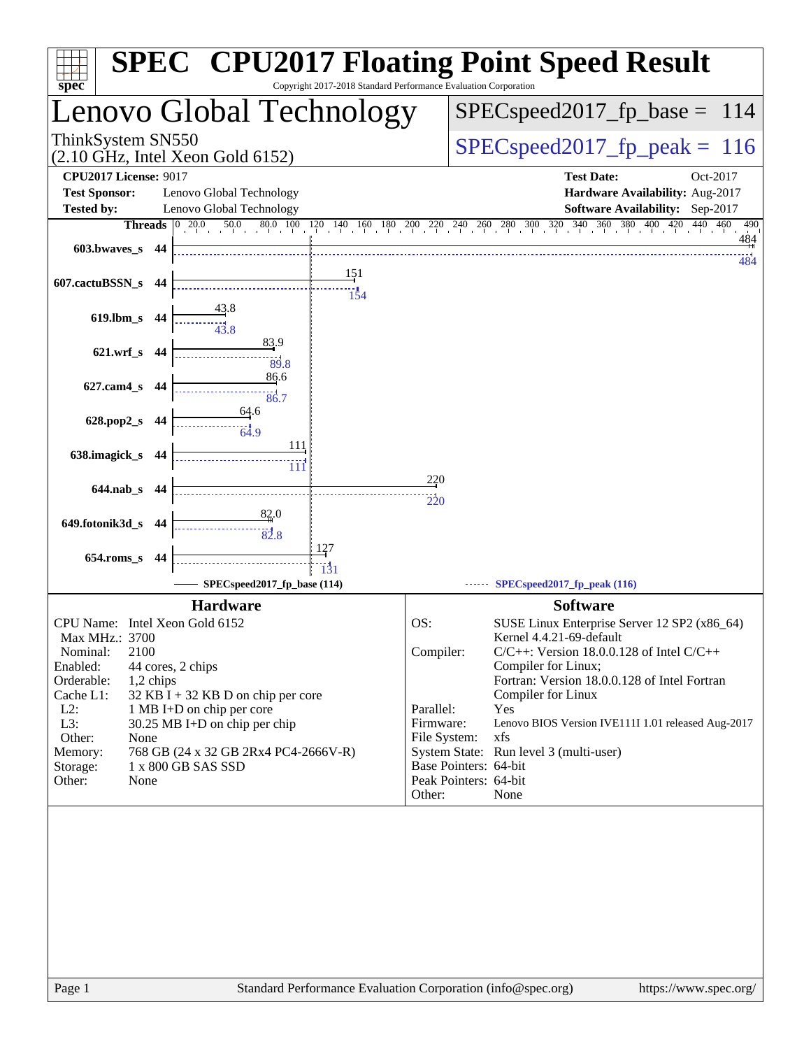# SPEC® CPU2017 Floating Point Speed Result

Copyright 2017-2018 Standard Performance Evaluation Corporation

## Lenovo Global Technology

ThinkSystem SN550
(2.10 GHz, Intel Xeon Gold 6152)

SPECspeed2017_fp_base = 114

SPECspeed2017_fp_peak = 116

**CPU2017 License:** 9017
**Test Sponsor:** Lenovo Global Technology
**Tested by:** Lenovo Global Technology

**Test Date:** Oct-2017
**Hardware Availability:** Aug-2017
**Software Availability:** Sep-2017

| Benchmark | Threads | Base | Peak |
|---|---|---|---|
| 603.bwaves_s | 44 | 484 | 484 |
| 607.cactuBSSN_s | 44 | 151 | 154 |
| 619.lbm_s | 44 | 43.8 | 43.8 |
| 621.wrf_s | 44 | 83.9 | 89.8 |
| 627.cam4_s | 44 | 86.6 | 86.7 |
| 628.pop2_s | 44 | 64.6 | 64.9 |
| 638.imagick_s | 44 | 111 | 111 |
| 644.nab_s | 44 | 220 | 220 |
| 649.fotonik3d_s | 44 | 82.0 | 82.8 |
| 654.roms_s | 44 | 127 | 131 |

SPECspeed2017_fp_base (114) — SPECspeed2017_fp_peak (116)

### Hardware

| | |
|---|---|
| CPU Name: | Intel Xeon Gold 6152 |
| Max MHz.: | 3700 |
| Nominal: | 2100 |
| Enabled: | 44 cores, 2 chips |
| Orderable: | 1,2 chips |
| Cache L1: | 32 KB I + 32 KB D on chip per core |
| L2: | 1 MB I+D on chip per core |
| L3: | 30.25 MB I+D on chip per chip |
| Other: | None |
| Memory: | 768 GB (24 x 32 GB 2Rx4 PC4-2666V-R) |
| Storage: | 1 x 800 GB SAS SSD |
| Other: | None |

### Software

| | |
|---|---|
| OS: | SUSE Linux Enterprise Server 12 SP2 (x86_64) Kernel 4.4.21-69-default |
| Compiler: | C/C++: Version 18.0.0.128 of Intel C/C++ Compiler for Linux; Fortran: Version 18.0.0.128 of Intel Fortran Compiler for Linux |
| Parallel: | Yes |
| Firmware: | Lenovo BIOS Version IVE111I 1.01 released Aug-2017 |
| File System: | xfs |
| System State: | Run level 3 (multi-user) |
| Base Pointers: | 64-bit |
| Peak Pointers: | 64-bit |
| Other: | None |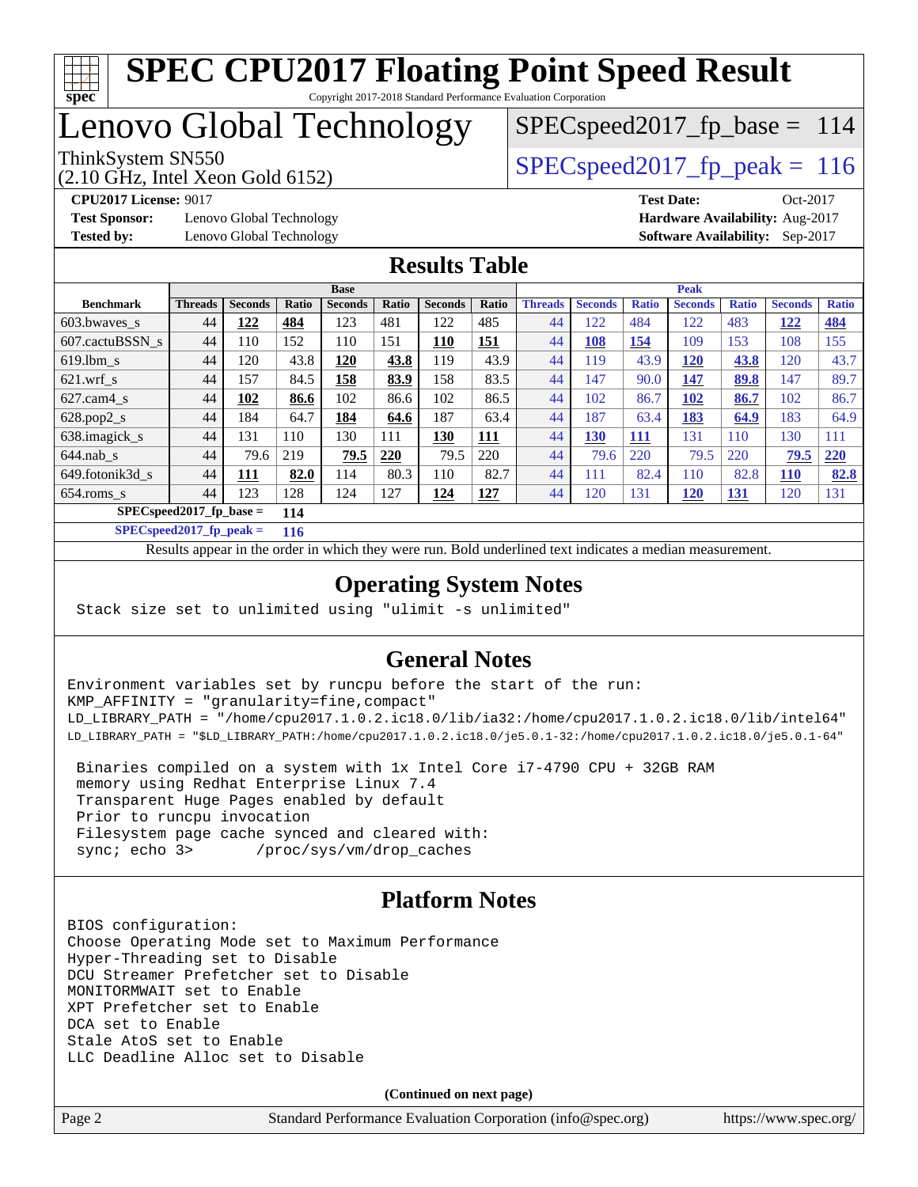# SPEC CPU2017 Floating Point Speed Result

Copyright 2017-2018 Standard Performance Evaluation Corporation

# Lenovo Global Technology

ThinkSystem SN550
(2.10 GHz, Intel Xeon Gold 6152)

SPECspeed2017_fp_base = 114

SPECspeed2017_fp_peak = 116

**CPU2017 License:** 9017
**Test Sponsor:** Lenovo Global Technology
**Tested by:** Lenovo Global Technology

**Test Date:** Oct-2017
**Hardware Availability:** Aug-2017
**Software Availability:** Sep-2017

## Results Table

| | Base | | | | | | | Peak | | | | | | |
|---|---|---|---|---|---|---|---|---|---|---|---|---|---|---|
| **Benchmark** | **Threads** | **Seconds** | **Ratio** | **Seconds** | **Ratio** | **Seconds** | **Ratio** | **Threads** | **Seconds** | **Ratio** | **Seconds** | **Ratio** | **Seconds** | **Ratio** |
| 603.bwaves_s | 44 | **122** | **484** | 123 | 481 | 122 | 485 | 44 | 122 | 484 | 122 | 483 | **122** | **484** |
| 607.cactuBSSN_s | 44 | 110 | 152 | 110 | 151 | **110** | **151** | 44 | **108** | **154** | 109 | 153 | 108 | 155 |
| 619.lbm_s | 44 | 120 | 43.8 | **120** | **43.8** | 119 | 43.9 | 44 | 119 | 43.9 | **120** | **43.8** | 120 | 43.7 |
| 621.wrf_s | 44 | 157 | 84.5 | **158** | **83.9** | 158 | 83.5 | 44 | 147 | 90.0 | **147** | **89.8** | 147 | 89.7 |
| 627.cam4_s | 44 | **102** | **86.6** | 102 | 86.6 | 102 | 86.5 | 44 | 102 | 86.7 | **102** | **86.7** | 102 | 86.7 |
| 628.pop2_s | 44 | 184 | 64.7 | **184** | **64.6** | 187 | 63.4 | 44 | 187 | 63.4 | **183** | **64.9** | 183 | 64.9 |
| 638.imagick_s | 44 | 131 | 110 | 130 | 111 | **130** | **111** | 44 | **130** | **111** | 131 | 110 | 130 | 111 |
| 644.nab_s | 44 | 79.6 | 219 | **79.5** | **220** | 79.5 | 220 | 44 | 79.6 | 220 | 79.5 | 220 | **79.5** | **220** |
| 649.fotonik3d_s | 44 | **111** | **82.0** | 114 | 80.3 | 110 | 82.7 | 44 | 111 | 82.4 | 110 | 82.8 | **110** | **82.8** |
| 654.roms_s | 44 | 123 | 128 | 124 | 127 | **124** | **127** | 44 | 120 | 131 | **120** | **131** | 120 | 131 |

**SPECspeed2017_fp_base = 114**

**SPECspeed2017_fp_peak = 116**

Results appear in the order in which they were run. Bold underlined text indicates a median measurement.

## Operating System Notes

```
Stack size set to unlimited using "ulimit -s unlimited"
```

## General Notes

```
Environment variables set by runcpu before the start of the run:
KMP_AFFINITY = "granularity=fine,compact"
LD_LIBRARY_PATH = "/home/cpu2017.1.0.2.ic18.0/lib/ia32:/home/cpu2017.1.0.2.ic18.0/lib/intel64"
LD_LIBRARY_PATH = "$LD_LIBRARY_PATH:/home/cpu2017.1.0.2.ic18.0/je5.0.1-32:/home/cpu2017.1.0.2.ic18.0/je5.0.1-64"

 Binaries compiled on a system with 1x Intel Core i7-4790 CPU + 32GB RAM
 memory using Redhat Enterprise Linux 7.4
 Transparent Huge Pages enabled by default
 Prior to runcpu invocation
 Filesystem page cache synced and cleared with:
 sync; echo 3>       /proc/sys/vm/drop_caches
```

## Platform Notes

```
BIOS configuration:
Choose Operating Mode set to Maximum Performance
Hyper-Threading set to Disable
DCU Streamer Prefetcher set to Disable
MONITORMWAIT set to Enable
XPT Prefetcher set to Enable
DCA set to Enable
Stale AtoS set to Enable
LLC Deadline Alloc set to Disable
```

**(Continued on next page)**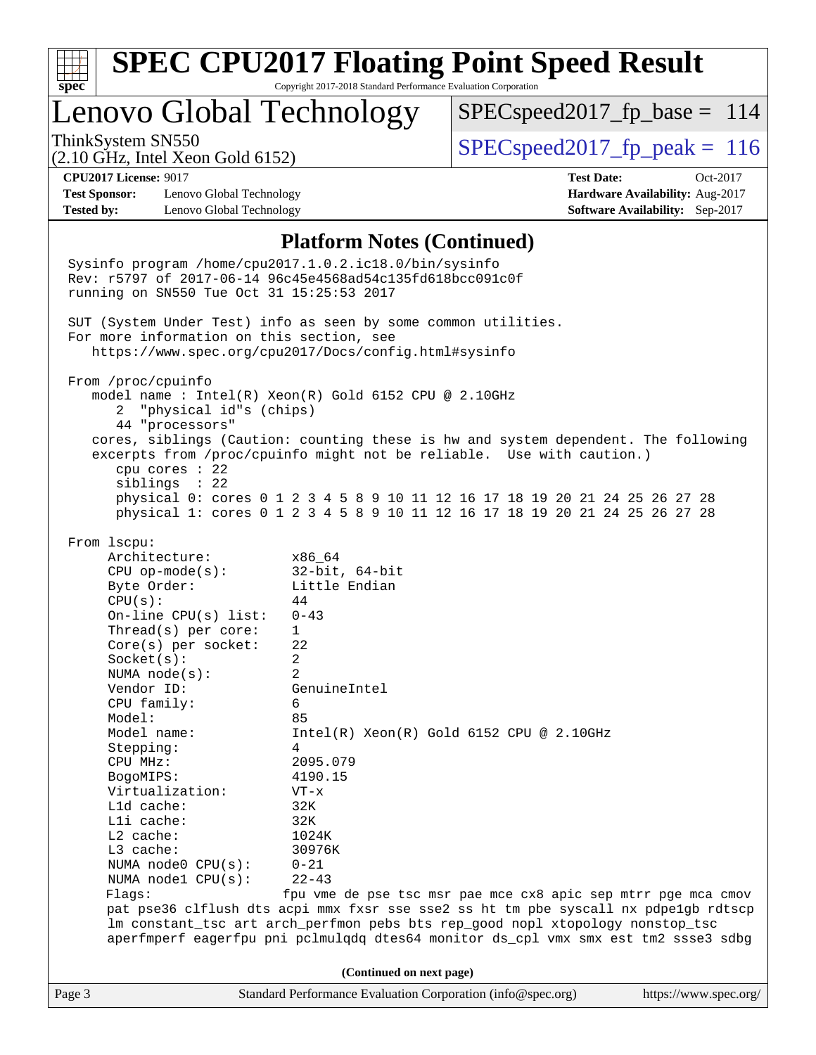# SPEC CPU2017 Floating Point Speed Result

Copyright 2017-2018 Standard Performance Evaluation Corporation

## Lenovo Global Technology

ThinkSystem SN550
(2.10 GHz, Intel Xeon Gold 6152)

SPECspeed2017_fp_base = 114

SPECspeed2017_fp_peak = 116

**CPU2017 License:** 9017
**Test Sponsor:** Lenovo Global Technology
**Tested by:** Lenovo Global Technology

**Test Date:** Oct-2017
**Hardware Availability:** Aug-2017
**Software Availability:** Sep-2017

### Platform Notes (Continued)

```
Sysinfo program /home/cpu2017.1.0.2.ic18.0/bin/sysinfo
Rev: r5797 of 2017-06-14 96c45e4568ad54c135fd618bcc091c0f
running on SN550 Tue Oct 31 15:25:53 2017

SUT (System Under Test) info as seen by some common utilities.
For more information on this section, see
   https://www.spec.org/cpu2017/Docs/config.html#sysinfo

From /proc/cpuinfo
   model name : Intel(R) Xeon(R) Gold 6152 CPU @ 2.10GHz
      2  "physical id"s (chips)
      44 "processors"
   cores, siblings (Caution: counting these is hw and system dependent. The following
   excerpts from /proc/cpuinfo might not be reliable.  Use with caution.)
      cpu cores : 22
      siblings  : 22
      physical 0: cores 0 1 2 3 4 5 8 9 10 11 12 16 17 18 19 20 21 24 25 26 27 28
      physical 1: cores 0 1 2 3 4 5 8 9 10 11 12 16 17 18 19 20 21 24 25 26 27 28

From lscpu:
     Architecture:          x86_64
     CPU op-mode(s):        32-bit, 64-bit
     Byte Order:            Little Endian
     CPU(s):                44
     On-line CPU(s) list:   0-43
     Thread(s) per core:    1
     Core(s) per socket:    22
     Socket(s):             2
     NUMA node(s):          2
     Vendor ID:             GenuineIntel
     CPU family:            6
     Model:                 85
     Model name:            Intel(R) Xeon(R) Gold 6152 CPU @ 2.10GHz
     Stepping:              4
     CPU MHz:               2095.079
     BogoMIPS:              4190.15
     Virtualization:        VT-x
     L1d cache:             32K
     L1i cache:             32K
     L2 cache:              1024K
     L3 cache:              30976K
     NUMA node0 CPU(s):     0-21
     NUMA node1 CPU(s):     22-43
     Flags:                fpu vme de pse tsc msr pae mce cx8 apic sep mtrr pge mca cmov
     pat pse36 clflush dts acpi mmx fxsr sse sse2 ss ht tm pbe syscall nx pdpe1gb rdtscp
     lm constant_tsc art arch_perfmon pebs bts rep_good nopl xtopology nonstop_tsc
     aperfmperf eagerfpu pni pclmulqdq dtes64 monitor ds_cpl vmx smx est tm2 ssse3 sdbg
```

(Continued on next page)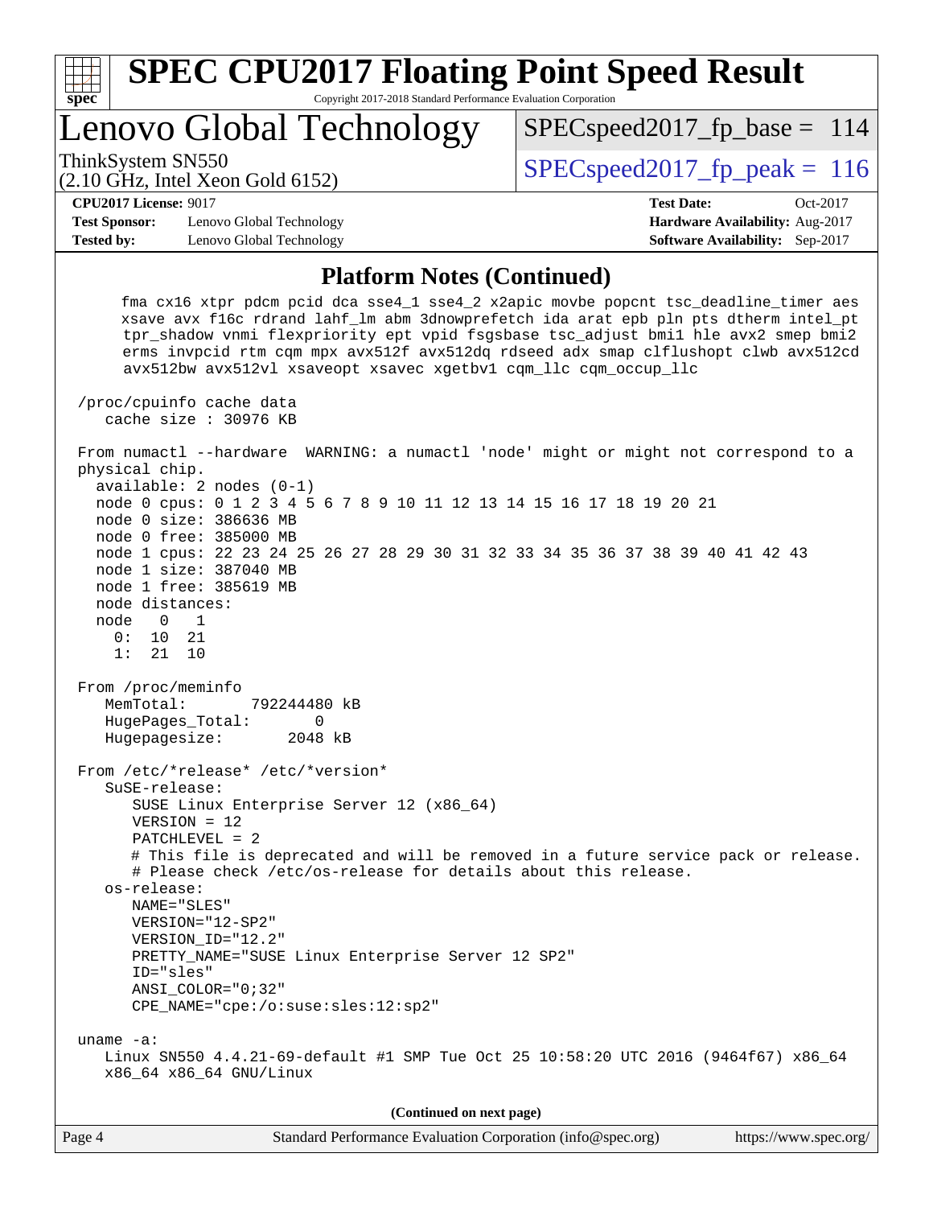# SPEC CPU2017 Floating Point Speed Result

Copyright 2017-2018 Standard Performance Evaluation Corporation

## Lenovo Global Technology

ThinkSystem SN550
(2.10 GHz, Intel Xeon Gold 6152)

SPECspeed2017_fp_base = 114

SPECspeed2017_fp_peak = 116

**CPU2017 License:** 9017
**Test Sponsor:** Lenovo Global Technology
**Tested by:** Lenovo Global Technology

**Test Date:** Oct-2017
**Hardware Availability:** Aug-2017
**Software Availability:** Sep-2017

### Platform Notes (Continued)

```
      fma cx16 xtpr pdcm pcid dca sse4_1 sse4_2 x2apic movbe popcnt tsc_deadline_timer aes
      xsave avx f16c rdrand lahf_lm abm 3dnowprefetch ida arat epb pln pts dtherm intel_pt
      tpr_shadow vnmi flexpriority ept vpid fsgsbase tsc_adjust bmi1 hle avx2 smep bmi2
      erms invpcid rtm cqm mpx avx512f avx512dq rdseed adx smap clflushopt clwb avx512cd
      avx512bw avx512vl xsaveopt xsavec xgetbv1 cqm_llc cqm_occup_llc

 /proc/cpuinfo cache data
    cache size : 30976 KB

 From numactl --hardware  WARNING: a numactl 'node' might or might not correspond to a
 physical chip.
   available: 2 nodes (0-1)
   node 0 cpus: 0 1 2 3 4 5 6 7 8 9 10 11 12 13 14 15 16 17 18 19 20 21
   node 0 size: 386636 MB
   node 0 free: 385000 MB
   node 1 cpus: 22 23 24 25 26 27 28 29 30 31 32 33 34 35 36 37 38 39 40 41 42 43
   node 1 size: 387040 MB
   node 1 free: 385619 MB
   node distances:
   node   0   1
     0:  10  21
     1:  21  10

 From /proc/meminfo
    MemTotal:       792244480 kB
    HugePages_Total:       0
    Hugepagesize:       2048 kB

 From /etc/*release* /etc/*version*
    SuSE-release:
       SUSE Linux Enterprise Server 12 (x86_64)
       VERSION = 12
       PATCHLEVEL = 2
       # This file is deprecated and will be removed in a future service pack or release.
       # Please check /etc/os-release for details about this release.
    os-release:
       NAME="SLES"
       VERSION="12-SP2"
       VERSION_ID="12.2"
       PRETTY_NAME="SUSE Linux Enterprise Server 12 SP2"
       ID="sles"
       ANSI_COLOR="0;32"
       CPE_NAME="cpe:/o:suse:sles:12:sp2"

 uname -a:
    Linux SN550 4.4.21-69-default #1 SMP Tue Oct 25 10:58:20 UTC 2016 (9464f67) x86_64
    x86_64 x86_64 GNU/Linux
```

**(Continued on next page)**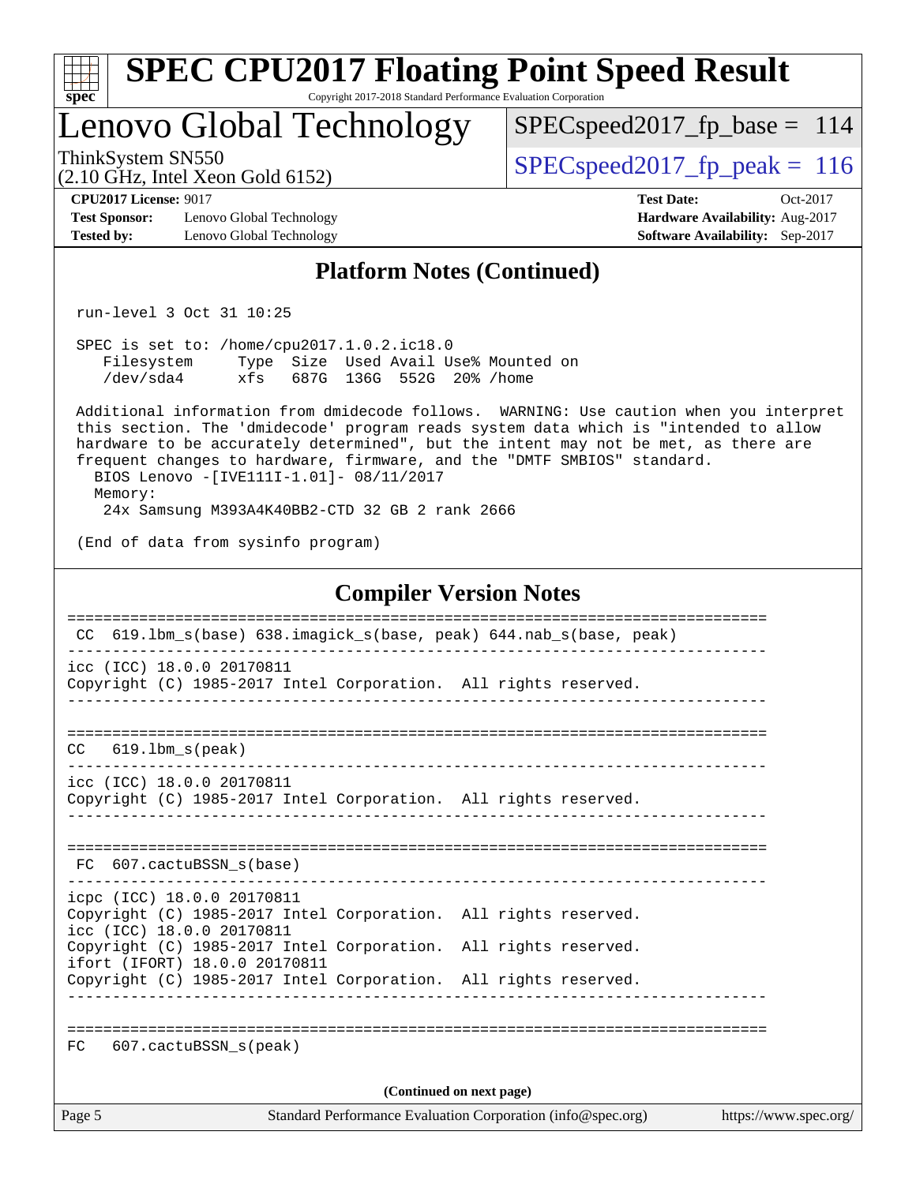## Platform Notes (Continued)

```
run-level 3 Oct 31 10:25

SPEC is set to: /home/cpu2017.1.0.2.ic18.0
   Filesystem     Type  Size  Used Avail Use% Mounted on
   /dev/sda4      xfs   687G  136G  552G  20% /home

Additional information from dmidecode follows.  WARNING: Use caution when you interpret
this section. The 'dmidecode' program reads system data which is "intended to allow
hardware to be accurately determined", but the intent may not be met, as there are
frequent changes to hardware, firmware, and the "DMTF SMBIOS" standard.
  BIOS Lenovo -[IVE111I-1.01]- 08/11/2017
  Memory:
    24x Samsung M393A4K40BB2-CTD 32 GB 2 rank 2666

(End of data from sysinfo program)
```

## Compiler Version Notes

```
==============================================================================
 CC  619.lbm_s(base) 638.imagick_s(base, peak) 644.nab_s(base, peak)
------------------------------------------------------------------------------
icc (ICC) 18.0.0 20170811
Copyright (C) 1985-2017 Intel Corporation.  All rights reserved.
------------------------------------------------------------------------------

==============================================================================
CC   619.lbm_s(peak)
------------------------------------------------------------------------------
icc (ICC) 18.0.0 20170811
Copyright (C) 1985-2017 Intel Corporation.  All rights reserved.
------------------------------------------------------------------------------

==============================================================================
 FC  607.cactuBSSN_s(base)
------------------------------------------------------------------------------
icpc (ICC) 18.0.0 20170811
Copyright (C) 1985-2017 Intel Corporation.  All rights reserved.
icc (ICC) 18.0.0 20170811
Copyright (C) 1985-2017 Intel Corporation.  All rights reserved.
ifort (IFORT) 18.0.0 20170811
Copyright (C) 1985-2017 Intel Corporation.  All rights reserved.
------------------------------------------------------------------------------

==============================================================================
FC   607.cactuBSSN_s(peak)
```

(Continued on next page)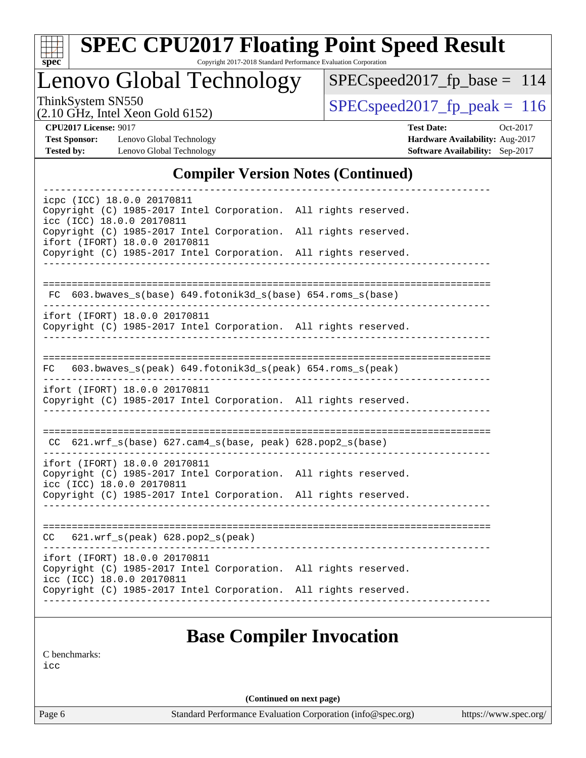# SPEC CPU2017 Floating Point Speed Result

Copyright 2017-2018 Standard Performance Evaluation Corporation

## Lenovo Global Technology

ThinkSystem SN550
(2.10 GHz, Intel Xeon Gold 6152)

SPECspeed2017_fp_base = 114

SPECspeed2017_fp_peak = 116

**CPU2017 License:** 9017
**Test Sponsor:** Lenovo Global Technology
**Tested by:** Lenovo Global Technology

**Test Date:** Oct-2017
**Hardware Availability:** Aug-2017
**Software Availability:** Sep-2017

## Compiler Version Notes (Continued)

```
------------------------------------------------------------------------------
icpc (ICC) 18.0.0 20170811
Copyright (C) 1985-2017 Intel Corporation.  All rights reserved.
icc (ICC) 18.0.0 20170811
Copyright (C) 1985-2017 Intel Corporation.  All rights reserved.
ifort (IFORT) 18.0.0 20170811
Copyright (C) 1985-2017 Intel Corporation.  All rights reserved.
------------------------------------------------------------------------------

==============================================================================
 FC  603.bwaves_s(base) 649.fotonik3d_s(base) 654.roms_s(base)
------------------------------------------------------------------------------
ifort (IFORT) 18.0.0 20170811
Copyright (C) 1985-2017 Intel Corporation.  All rights reserved.
------------------------------------------------------------------------------

==============================================================================
FC   603.bwaves_s(peak) 649.fotonik3d_s(peak) 654.roms_s(peak)
------------------------------------------------------------------------------
ifort (IFORT) 18.0.0 20170811
Copyright (C) 1985-2017 Intel Corporation.  All rights reserved.
------------------------------------------------------------------------------

==============================================================================
 CC  621.wrf_s(base) 627.cam4_s(base, peak) 628.pop2_s(base)
------------------------------------------------------------------------------
ifort (IFORT) 18.0.0 20170811
Copyright (C) 1985-2017 Intel Corporation.  All rights reserved.
icc (ICC) 18.0.0 20170811
Copyright (C) 1985-2017 Intel Corporation.  All rights reserved.
------------------------------------------------------------------------------

==============================================================================
CC   621.wrf_s(peak) 628.pop2_s(peak)
------------------------------------------------------------------------------
ifort (IFORT) 18.0.0 20170811
Copyright (C) 1985-2017 Intel Corporation.  All rights reserved.
icc (ICC) 18.0.0 20170811
Copyright (C) 1985-2017 Intel Corporation.  All rights reserved.
------------------------------------------------------------------------------
```

## Base Compiler Invocation

C benchmarks:
icc

(Continued on next page)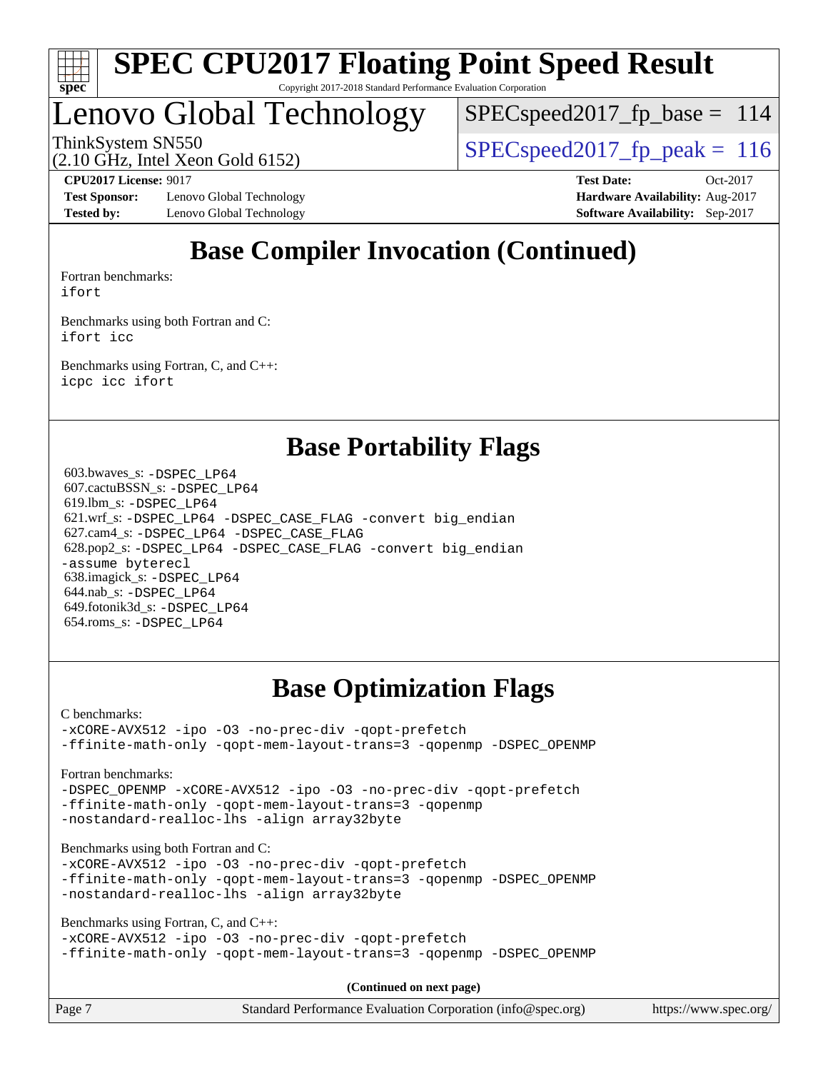# Base Compiler Invocation (Continued)

Fortran benchmarks:
ifort

Benchmarks using both Fortran and C:
ifort icc

Benchmarks using Fortran, C, and C++:
icpc icc ifort

# Base Portability Flags

603.bwaves_s: -DSPEC_LP64
607.cactuBSSN_s: -DSPEC_LP64
619.lbm_s: -DSPEC_LP64
621.wrf_s: -DSPEC_LP64 -DSPEC_CASE_FLAG -convert big_endian
627.cam4_s: -DSPEC_LP64 -DSPEC_CASE_FLAG
628.pop2_s: -DSPEC_LP64 -DSPEC_CASE_FLAG -convert big_endian -assume byterecl
638.imagick_s: -DSPEC_LP64
644.nab_s: -DSPEC_LP64
649.fotonik3d_s: -DSPEC_LP64
654.roms_s: -DSPEC_LP64

# Base Optimization Flags

C benchmarks:
-xCORE-AVX512 -ipo -O3 -no-prec-div -qopt-prefetch -ffinite-math-only -qopt-mem-layout-trans=3 -qopenmp -DSPEC_OPENMP

Fortran benchmarks:
-DSPEC_OPENMP -xCORE-AVX512 -ipo -O3 -no-prec-div -qopt-prefetch -ffinite-math-only -qopt-mem-layout-trans=3 -qopenmp -nostandard-realloc-lhs -align array32byte

Benchmarks using both Fortran and C:
-xCORE-AVX512 -ipo -O3 -no-prec-div -qopt-prefetch -ffinite-math-only -qopt-mem-layout-trans=3 -qopenmp -DSPEC_OPENMP -nostandard-realloc-lhs -align array32byte

Benchmarks using Fortran, C, and C++:
-xCORE-AVX512 -ipo -O3 -no-prec-div -qopt-prefetch -ffinite-math-only -qopt-mem-layout-trans=3 -qopenmp -DSPEC_OPENMP

**(Continued on next page)**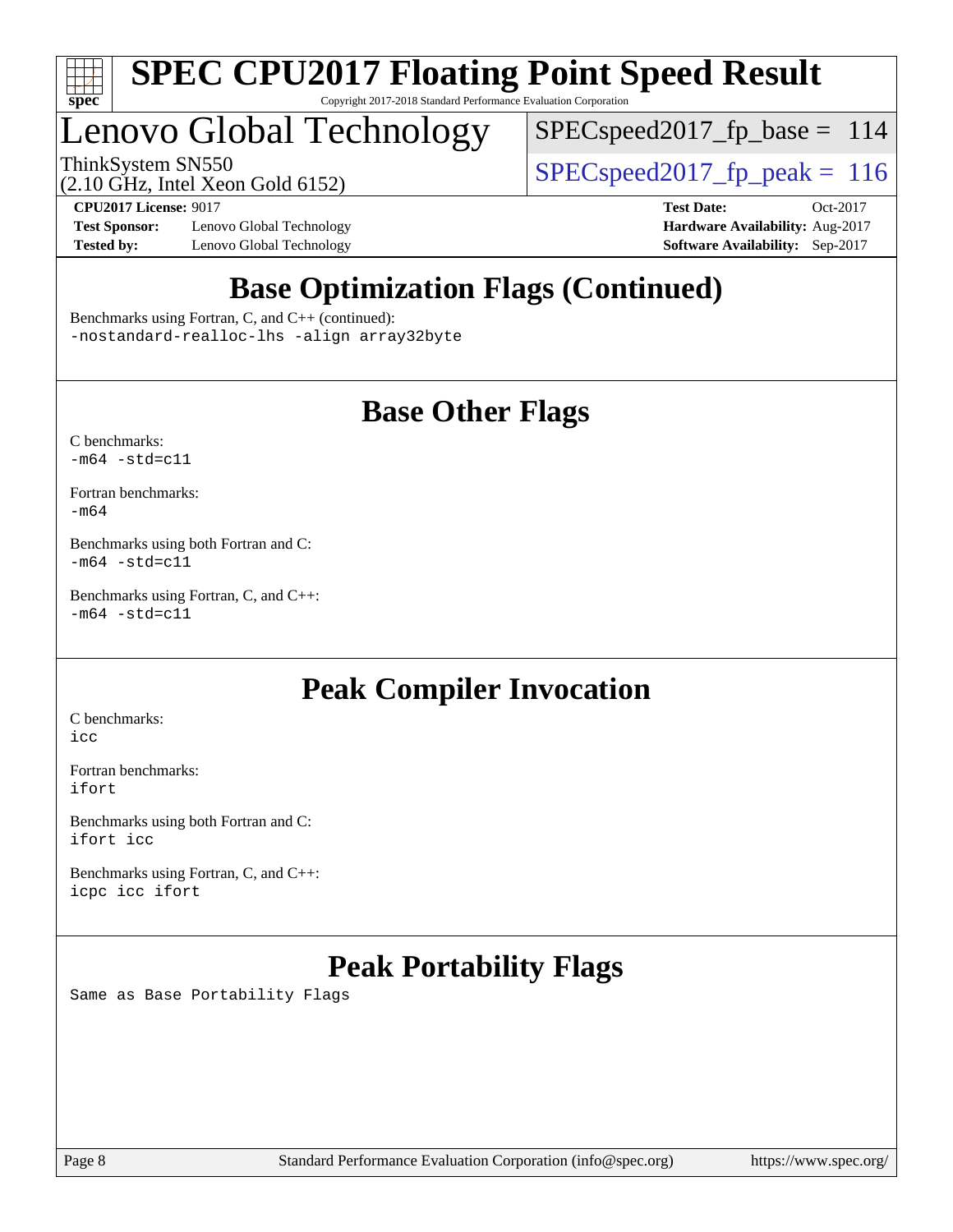## Base Optimization Flags (Continued)

Benchmarks using Fortran, C, and C++ (continued):
`-nostandard-realloc-lhs -align array32byte`

## Base Other Flags

C benchmarks:
`-m64 -std=c11`

Fortran benchmarks:
`-m64`

Benchmarks using both Fortran and C:
`-m64 -std=c11`

Benchmarks using Fortran, C, and C++:
`-m64 -std=c11`

## Peak Compiler Invocation

C benchmarks:
`icc`

Fortran benchmarks:
`ifort`

Benchmarks using both Fortran and C:
`ifort icc`

Benchmarks using Fortran, C, and C++:
`icpc icc ifort`

## Peak Portability Flags

Same as Base Portability Flags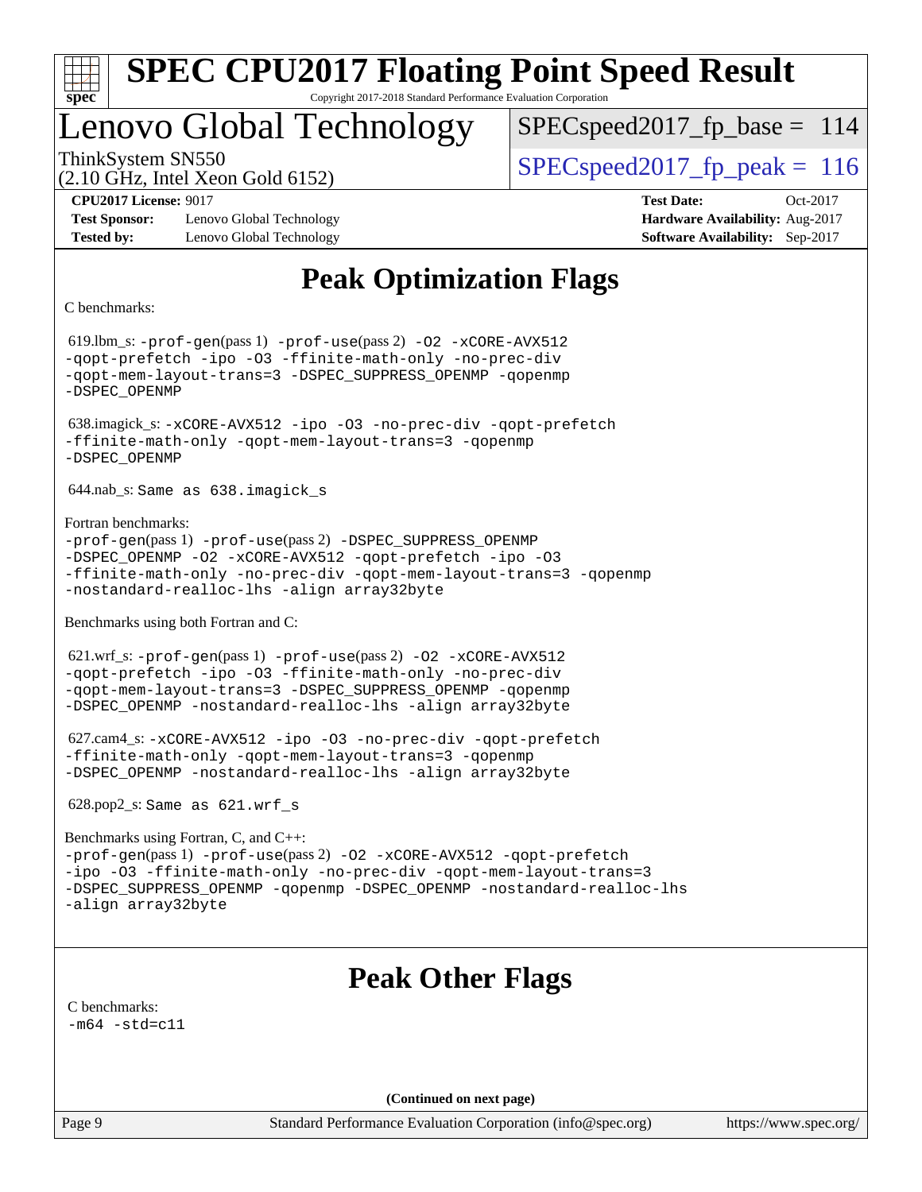# Peak Optimization Flags

C benchmarks:

619.lbm_s: -prof-gen(pass 1) -prof-use(pass 2) -O2 -xCORE-AVX512 -qopt-prefetch -ipo -O3 -ffinite-math-only -no-prec-div -qopt-mem-layout-trans=3 -DSPEC_SUPPRESS_OPENMP -qopenmp -DSPEC_OPENMP

638.imagick_s: -xCORE-AVX512 -ipo -O3 -no-prec-div -qopt-prefetch -ffinite-math-only -qopt-mem-layout-trans=3 -qopenmp -DSPEC_OPENMP

644.nab_s: Same as 638.imagick_s

Fortran benchmarks:

-prof-gen(pass 1) -prof-use(pass 2) -DSPEC_SUPPRESS_OPENMP -DSPEC_OPENMP -O2 -xCORE-AVX512 -qopt-prefetch -ipo -O3 -ffinite-math-only -no-prec-div -qopt-mem-layout-trans=3 -qopenmp -nostandard-realloc-lhs -align array32byte

Benchmarks using both Fortran and C:

621.wrf_s: -prof-gen(pass 1) -prof-use(pass 2) -O2 -xCORE-AVX512 -qopt-prefetch -ipo -O3 -ffinite-math-only -no-prec-div -qopt-mem-layout-trans=3 -DSPEC_SUPPRESS_OPENMP -qopenmp -DSPEC_OPENMP -nostandard-realloc-lhs -align array32byte

627.cam4_s: -xCORE-AVX512 -ipo -O3 -no-prec-div -qopt-prefetch -ffinite-math-only -qopt-mem-layout-trans=3 -qopenmp -DSPEC_OPENMP -nostandard-realloc-lhs -align array32byte

628.pop2_s: Same as 621.wrf_s

Benchmarks using Fortran, C, and C++:

-prof-gen(pass 1) -prof-use(pass 2) -O2 -xCORE-AVX512 -qopt-prefetch -ipo -O3 -ffinite-math-only -no-prec-div -qopt-mem-layout-trans=3 -DSPEC_SUPPRESS_OPENMP -qopenmp -DSPEC_OPENMP -nostandard-realloc-lhs -align array32byte

# Peak Other Flags

C benchmarks:

-m64 -std=c11

**(Continued on next page)**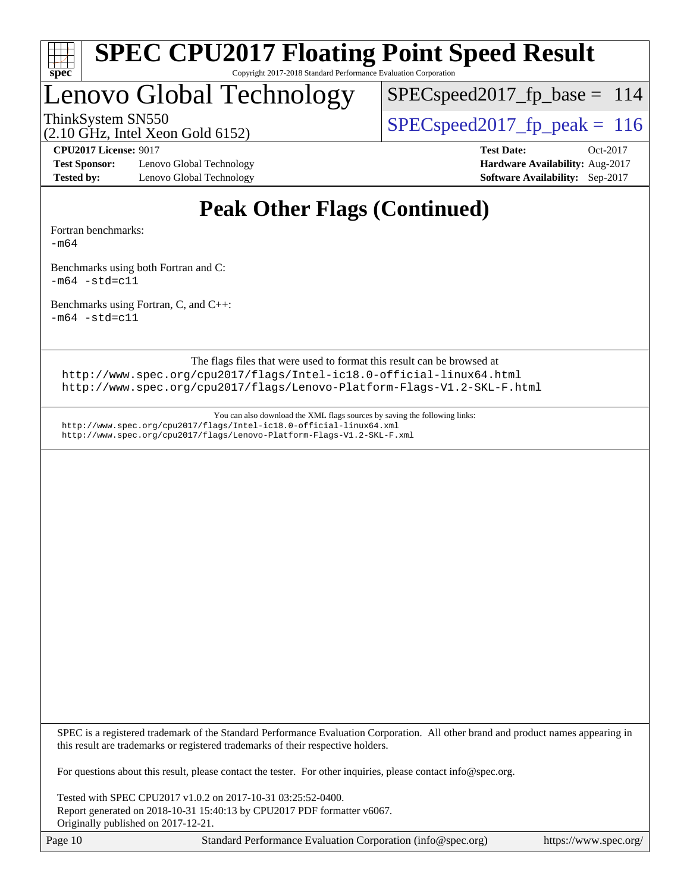## Peak Other Flags (Continued)

Fortran benchmarks:
-m64

Benchmarks using both Fortran and C:
-m64 -std=c11

Benchmarks using Fortran, C, and C++:
-m64 -std=c11

The flags files that were used to format this result can be browsed at
http://www.spec.org/cpu2017/flags/Intel-ic18.0-official-linux64.html
http://www.spec.org/cpu2017/flags/Lenovo-Platform-Flags-V1.2-SKL-F.html

You can also download the XML flags sources by saving the following links:
http://www.spec.org/cpu2017/flags/Intel-ic18.0-official-linux64.xml
http://www.spec.org/cpu2017/flags/Lenovo-Platform-Flags-V1.2-SKL-F.xml

SPEC is a registered trademark of the Standard Performance Evaluation Corporation. All other brand and product names appearing in this result are trademarks or registered trademarks of their respective holders.

For questions about this result, please contact the tester. For other inquiries, please contact info@spec.org.

Tested with SPEC CPU2017 v1.0.2 on 2017-10-31 03:25:52-0400.
Report generated on 2018-10-31 15:40:13 by CPU2017 PDF formatter v6067.
Originally published on 2017-12-21.